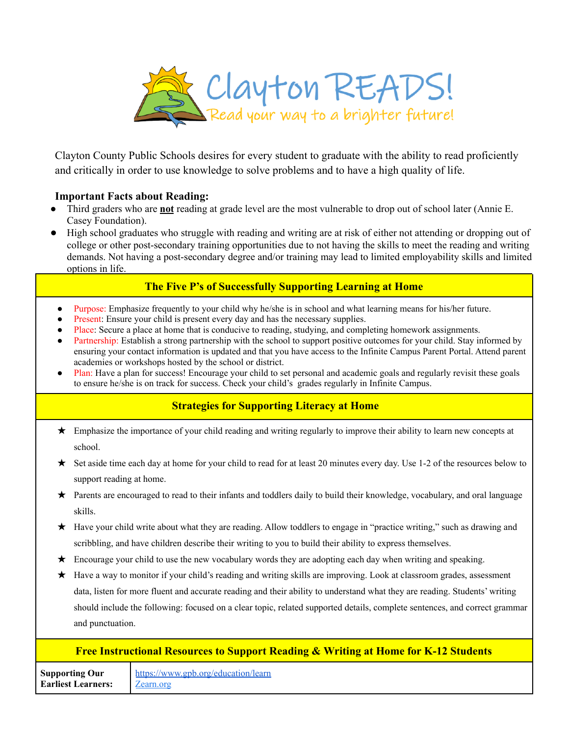# Clayton READS!

*Read your way to a brighter future!*

Clayton County Public Schools desires for every student to graduate with the ability to read proficiently and critically in order to use knowledge to solve problems and to have a high quality of life.

**Important Facts about Reading:**

- Third graders who are **not** reading at grade level are the most vulnerable to drop out of school later (Annie E. Casey Foundation).
- High school graduates who struggle with reading and writing are at risk of either not attending or dropping out of college or other post-secondary training opportunities due to not having the skills to meet the reading and writing demands. Not having a post-secondary degree and/or training may lead to limited employability skills and limited options in life.

## The Five P's of Successfully Supporting Learning at Home

- Purpose: Emphasize frequently to your child why he/she is in school and what learning means for his/her future.
- Present: Ensure your child is present every day and has the necessary supplies.
- Place: Secure a place at home that is conducive to reading, studying, and completing homework assignments.
- Partnership: Establish a strong partnership with the school to support positive outcomes for your child. Stay informed by ensuring your contact information is updated and that you have access to the Infinite Campus Parent Portal. Attend parent academies or workshops hosted by the school or district.
- Plan: Have a plan for success! Encourage your child to set personal and academic goals and regularly revisit these goals to ensure he/she is on track for success. Check your child's grades regularly in Infinite Campus.

## Strategies for Supporting Literacy at Home

- ★ Emphasize the importance of your child reading and writing regularly to improve their ability to learn new concepts at school.
- ★ Set aside time each day at home for your child to read for at least 20 minutes every day. Use 1-2 of the resources below to support reading at home.
- ★ Parents are encouraged to read to their infants and toddlers daily to build their knowledge, vocabulary, and oral language skills.
- ★ Have your child write about what they are reading. Allow toddlers to engage in "practice writing," such as drawing and scribbling, and have children describe their writing to you to build their ability to express themselves.
- ★ Encourage your child to use the new vocabulary words they are adopting each day when writing and speaking.
- ★ Have a way to monitor if your child's reading and writing skills are improving. Look at classroom grades, assessment data, listen for more fluent and accurate reading and their ability to understand what they are reading. Students' writing should include the following: focused on a clear topic, related supported details, complete sentences, and correct grammar and punctuation.

## Free Instructional Resources to Support Reading & Writing at Home for K-12 Students

| | |
|---|---|
| **Supporting Our Earliest Learners:** | https://www.gpb.org/education/learn<br>Zearn.org |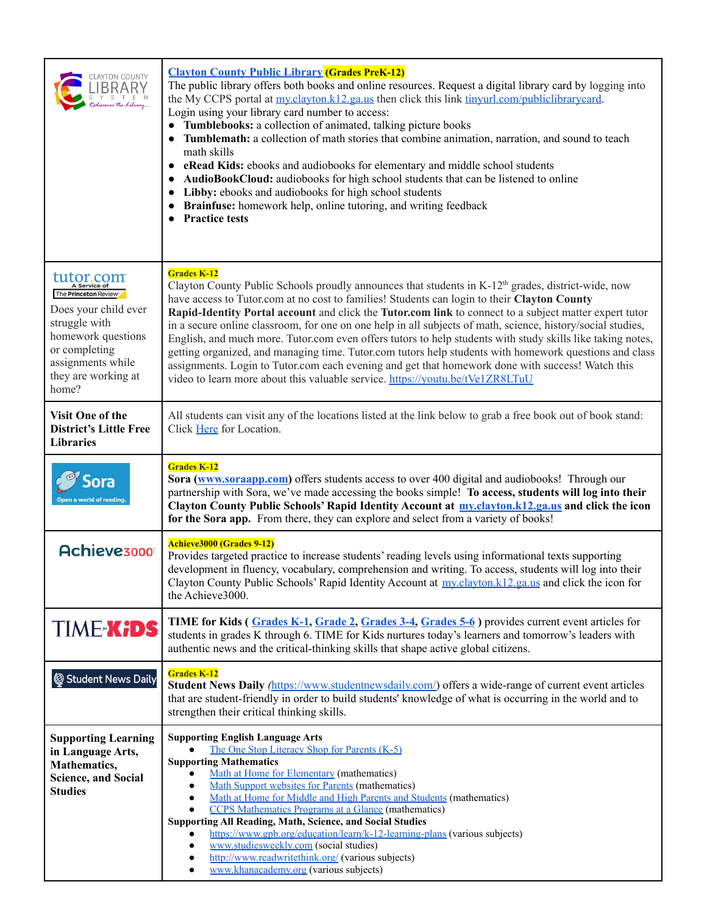| | |
|---|---|
| CLAYTON COUNTY LIBRARY SYSTEM Rediscover the Library... | **Clayton County Public Library** **(Grades PreK-12)**<br>The public library offers both books and online resources. Request a digital library card by logging into the My CCPS portal at my.clayton.k12.ga.us then click this link tinyurl.com/publiclibrarycard.<br>Login using your library card number to access:<br>● **Tumblebooks:** a collection of animated, talking picture books<br>● **Tumblemath:** a collection of math stories that combine animation, narration, and sound to teach math skills<br>● **eRead Kids:** ebooks and audiobooks for elementary and middle school students<br>● **AudioBookCloud:** audiobooks for high school students that can be listened to online<br>● **Libby:** ebooks and audiobooks for high school students<br>● **Brainfuse:** homework help, online tutoring, and writing feedback<br>● **Practice tests** |
| tutor.com A Service of The Princeton Review<br>Does your child ever struggle with homework questions or completing assignments while they are working at home? | **Grades K-12**<br>Clayton County Public Schools proudly announces that students in K-12th grades, district-wide, now have access to Tutor.com at no cost to families! Students can login to their **Clayton County Rapid-Identity Portal account** and click the **Tutor.com link** to connect to a subject matter expert tutor in a secure online classroom, for one on one help in all subjects of math, science, history/social studies, English, and much more. Tutor.com even offers tutors to help students with study skills like taking notes, getting organized, and managing time. Tutor.com tutors help students with homework questions and class assignments. Login to Tutor.com each evening and get that homework done with success! Watch this video to learn more about this valuable service. https://youtu.be/tVe1ZR8LTuU |
| **Visit One of the District's Little Free Libraries** | All students can visit any of the locations listed at the link below to grab a free book out of book stand: Click Here for Location. |
| Sora Open a world of reading. | **Grades K-12**<br>**Sora (www.soraapp.com)** offers students access to over 400 digital and audiobooks! Through our partnership with Sora, we've made accessing the books simple! **To access, students will log into their Clayton County Public Schools' Rapid Identity Account at my.clayton.k12.ga.us and click the icon for the Sora app.** From there, they can explore and select from a variety of books! |
| Achieve3000 | **Achieve3000 (Grades 9-12)**<br>Provides targeted practice to increase students' reading levels using informational texts supporting development in fluency, vocabulary, comprehension and writing. To access, students will log into their Clayton County Public Schools' Rapid Identity Account at my.clayton.k12.ga.us and click the icon for the Achieve3000. |
| TIME for KIDS | **TIME for Kids ( Grades K-1, Grade 2, Grades 3-4, Grades 5-6 )** provides current event articles for students in grades K through 6. TIME for Kids nurtures today's learners and tomorrow's leaders with authentic news and the critical-thinking skills that shape active global citizens. |
| Student News Daily | **Grades K-12**<br>**Student News Daily** (https://www.studentnewsdaily.com/) offers a wide-range of current event articles that are student-friendly in order to build students' knowledge of what is occurring in the world and to strengthen their critical thinking skills. |
| **Supporting Learning in Language Arts, Mathematics, Science, and Social Studies** | **Supporting English Language Arts**<br>● The One Stop Literacy Shop for Parents (K-5)<br>**Supporting Mathematics**<br>● Math at Home for Elementary (mathematics)<br>● Math Support websites for Parents (mathematics)<br>● Math at Home for Middle and High Parents and Students (mathematics)<br>● CCPS Mathematics Programs at a Glance (mathematics)<br>**Supporting All Reading, Math, Science, and Social Studies**<br>● https://www.gpb.org/education/learn/k-12-learning-plans (various subjects)<br>● www.studiesweekly.com (social studies)<br>● http://www.readwritethink.org/ (various subjects)<br>● www.khanacademy.org (various subjects) |